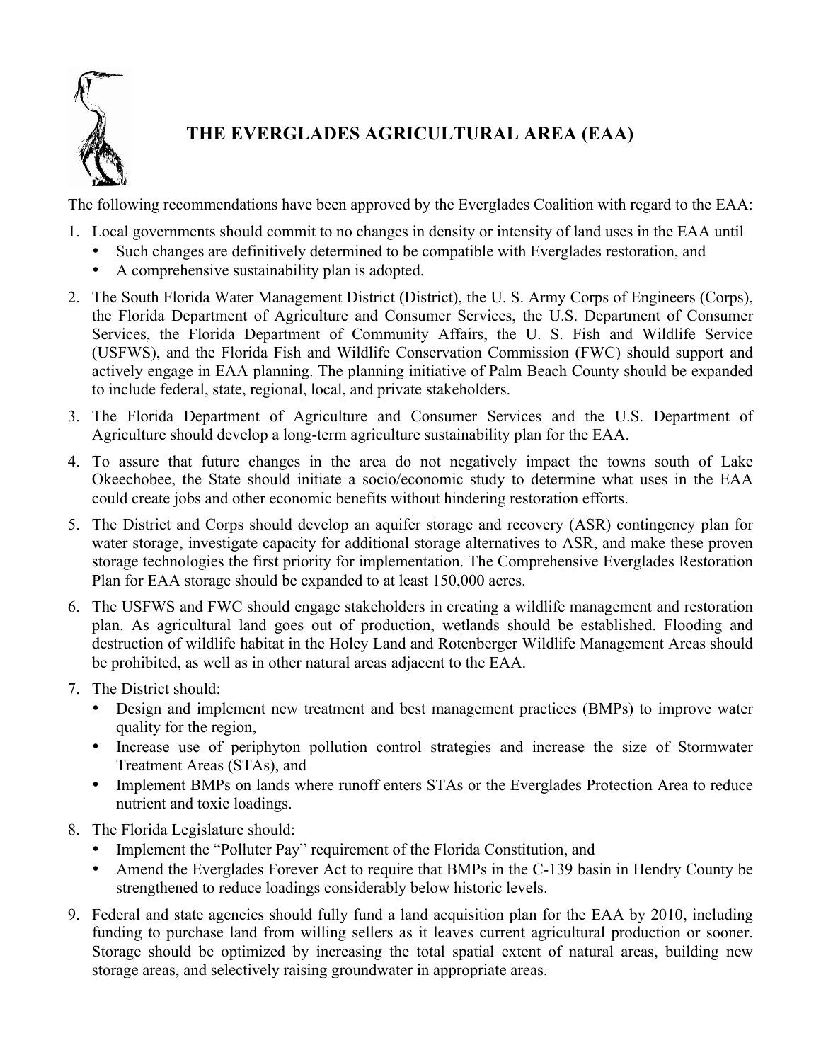# THE EVERGLADES AGRICULTURAL AREA (EAA)

The following recommendations have been approved by the Everglades Coalition with regard to the EAA:

1. Local governments should commit to no changes in density or intensity of land uses in the EAA until
   - Such changes are definitively determined to be compatible with Everglades restoration, and
   - A comprehensive sustainability plan is adopted.
2. The South Florida Water Management District (District), the U. S. Army Corps of Engineers (Corps), the Florida Department of Agriculture and Consumer Services, the U.S. Department of Consumer Services, the Florida Department of Community Affairs, the U. S. Fish and Wildlife Service (USFWS), and the Florida Fish and Wildlife Conservation Commission (FWC) should support and actively engage in EAA planning. The planning initiative of Palm Beach County should be expanded to include federal, state, regional, local, and private stakeholders.
3. The Florida Department of Agriculture and Consumer Services and the U.S. Department of Agriculture should develop a long-term agriculture sustainability plan for the EAA.
4. To assure that future changes in the area do not negatively impact the towns south of Lake Okeechobee, the State should initiate a socio/economic study to determine what uses in the EAA could create jobs and other economic benefits without hindering restoration efforts.
5. The District and Corps should develop an aquifer storage and recovery (ASR) contingency plan for water storage, investigate capacity for additional storage alternatives to ASR, and make these proven storage technologies the first priority for implementation. The Comprehensive Everglades Restoration Plan for EAA storage should be expanded to at least 150,000 acres.
6. The USFWS and FWC should engage stakeholders in creating a wildlife management and restoration plan. As agricultural land goes out of production, wetlands should be established. Flooding and destruction of wildlife habitat in the Holey Land and Rotenberger Wildlife Management Areas should be prohibited, as well as in other natural areas adjacent to the EAA.
7. The District should:
   - Design and implement new treatment and best management practices (BMPs) to improve water quality for the region,
   - Increase use of periphyton pollution control strategies and increase the size of Stormwater Treatment Areas (STAs), and
   - Implement BMPs on lands where runoff enters STAs or the Everglades Protection Area to reduce nutrient and toxic loadings.
8. The Florida Legislature should:
   - Implement the "Polluter Pay" requirement of the Florida Constitution, and
   - Amend the Everglades Forever Act to require that BMPs in the C-139 basin in Hendry County be strengthened to reduce loadings considerably below historic levels.
9. Federal and state agencies should fully fund a land acquisition plan for the EAA by 2010, including funding to purchase land from willing sellers as it leaves current agricultural production or sooner. Storage should be optimized by increasing the total spatial extent of natural areas, building new storage areas, and selectively raising groundwater in appropriate areas.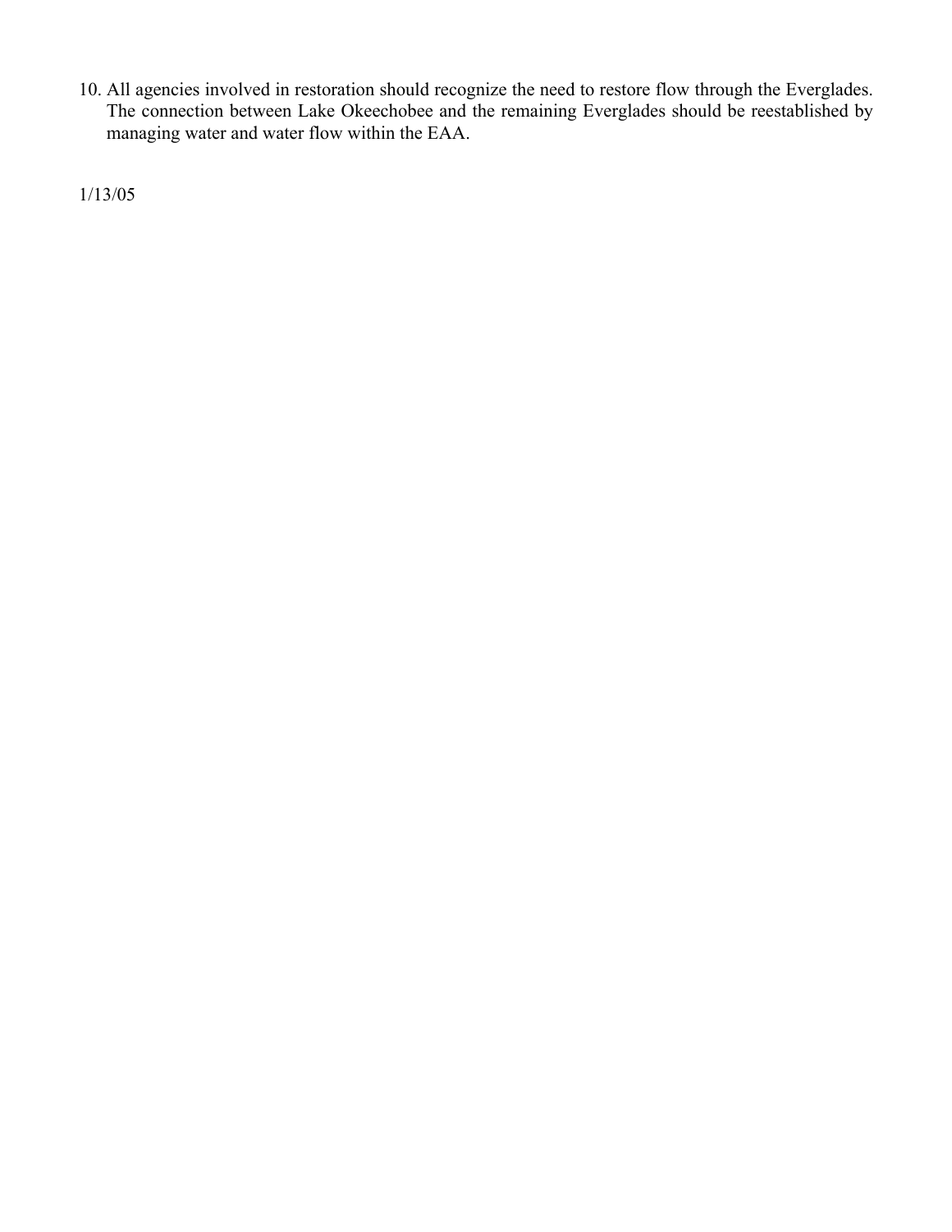10. All agencies involved in restoration should recognize the need to restore flow through the Everglades. The connection between Lake Okeechobee and the remaining Everglades should be reestablished by managing water and water flow within the EAA.

1/13/05